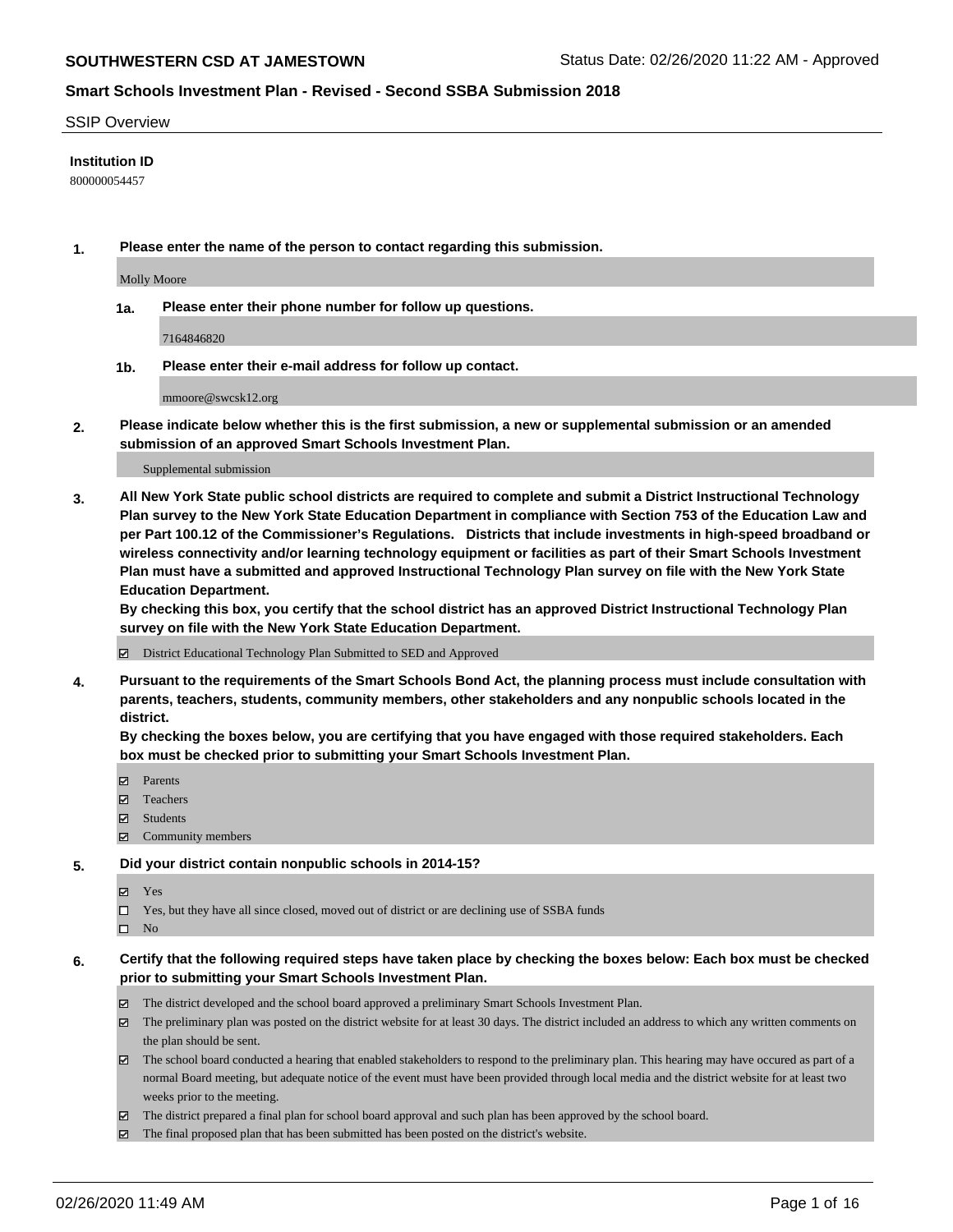## SSIP Overview

**Institution ID**

800000054457

**1. Please enter the name of the person to contact regarding this submission.**

Molly Moore

**1a. Please enter their phone number for follow up questions.**

7164846820

**1b. Please enter their e-mail address for follow up contact.**

mmoore@swcsk12.org

**2. Please indicate below whether this is the first submission, a new or supplemental submission or an amended submission of an approved Smart Schools Investment Plan.**

Supplemental submission

**3. All New York State public school districts are required to complete and submit a District Instructional Technology Plan survey to the New York State Education Department in compliance with Section 753 of the Education Law and per Part 100.12 of the Commissioner's Regulations. Districts that include investments in high-speed broadband or wireless connectivity and/or learning technology equipment or facilities as part of their Smart Schools Investment Plan must have a submitted and approved Instructional Technology Plan survey on file with the New York State Education Department.**
**By checking this box, you certify that the school district has an approved District Instructional Technology Plan survey on file with the New York State Education Department.**

- ☑ District Educational Technology Plan Submitted to SED and Approved

**4. Pursuant to the requirements of the Smart Schools Bond Act, the planning process must include consultation with parents, teachers, students, community members, other stakeholders and any nonpublic schools located in the district.**
**By checking the boxes below, you are certifying that you have engaged with those required stakeholders. Each box must be checked prior to submitting your Smart Schools Investment Plan.**

- ☑ Parents
- ☑ Teachers
- ☑ Students
- ☑ Community members

**5. Did your district contain nonpublic schools in 2014-15?**

- ☑ Yes
- ☐ Yes, but they have all since closed, moved out of district or are declining use of SSBA funds
- ☐ No

**6. Certify that the following required steps have taken place by checking the boxes below: Each box must be checked prior to submitting your Smart Schools Investment Plan.**

- ☑ The district developed and the school board approved a preliminary Smart Schools Investment Plan.
- ☑ The preliminary plan was posted on the district website for at least 30 days. The district included an address to which any written comments on the plan should be sent.
- ☑ The school board conducted a hearing that enabled stakeholders to respond to the preliminary plan. This hearing may have occured as part of a normal Board meeting, but adequate notice of the event must have been provided through local media and the district website for at least two weeks prior to the meeting.
- ☑ The district prepared a final plan for school board approval and such plan has been approved by the school board.
- ☑ The final proposed plan that has been submitted has been posted on the district's website.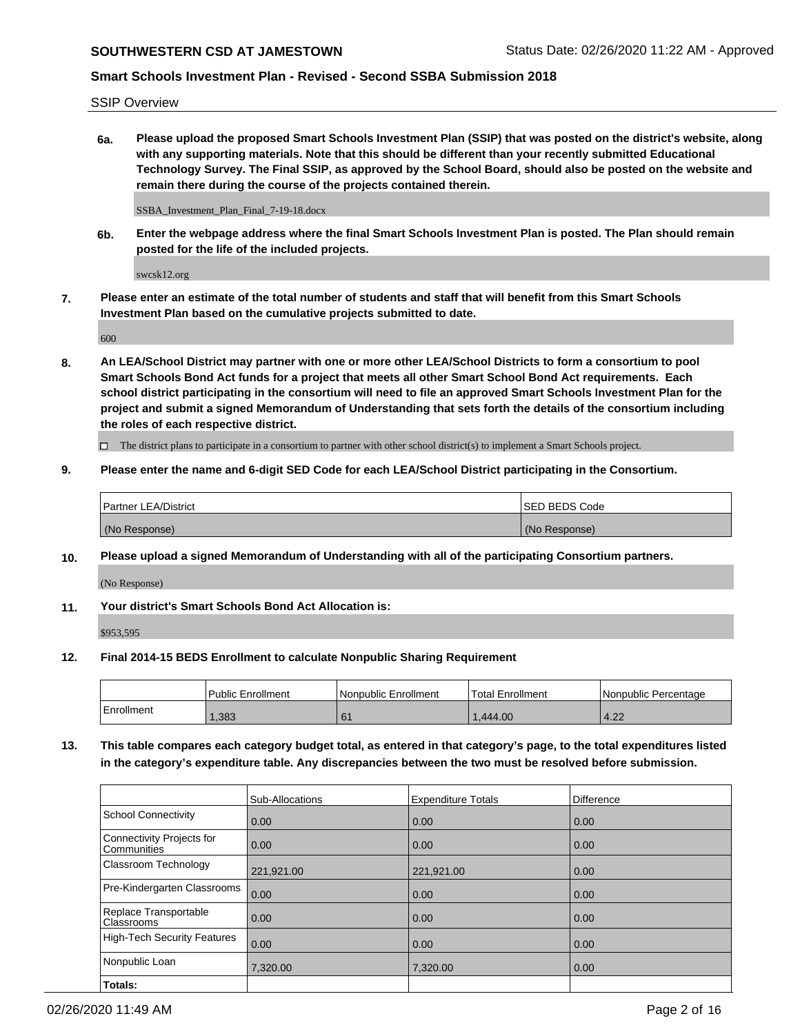SSIP Overview

**6a. Please upload the proposed Smart Schools Investment Plan (SSIP) that was posted on the district's website, along with any supporting materials. Note that this should be different than your recently submitted Educational Technology Survey. The Final SSIP, as approved by the School Board, should also be posted on the website and remain there during the course of the projects contained therein.**

SSBA_Investment_Plan_Final_7-19-18.docx

**6b. Enter the webpage address where the final Smart Schools Investment Plan is posted. The Plan should remain posted for the life of the included projects.**

swcsk12.org

**7. Please enter an estimate of the total number of students and staff that will benefit from this Smart Schools Investment Plan based on the cumulative projects submitted to date.**

600

**8. An LEA/School District may partner with one or more other LEA/School Districts to form a consortium to pool Smart Schools Bond Act funds for a project that meets all other Smart School Bond Act requirements. Each school district participating in the consortium will need to file an approved Smart Schools Investment Plan for the project and submit a signed Memorandum of Understanding that sets forth the details of the consortium including the roles of each respective district.**

☐ The district plans to participate in a consortium to partner with other school district(s) to implement a Smart Schools project.

**9. Please enter the name and 6-digit SED Code for each LEA/School District participating in the Consortium.**

| Partner LEA/District | SED BEDS Code |
|---|---|
| (No Response) | (No Response) |

**10. Please upload a signed Memorandum of Understanding with all of the participating Consortium partners.**

(No Response)

**11. Your district's Smart Schools Bond Act Allocation is:**

$953,595

**12. Final 2014-15 BEDS Enrollment to calculate Nonpublic Sharing Requirement**

| | Public Enrollment | Nonpublic Enrollment | Total Enrollment | Nonpublic Percentage |
|---|---|---|---|---|
| Enrollment | 1,383 | 61 | 1,444.00 | 4.22 |

**13. This table compares each category budget total, as entered in that category's page, to the total expenditures listed in the category's expenditure table. Any discrepancies between the two must be resolved before submission.**

| | Sub-Allocations | Expenditure Totals | Difference |
|---|---|---|---|
| School Connectivity | 0.00 | 0.00 | 0.00 |
| Connectivity Projects for Communities | 0.00 | 0.00 | 0.00 |
| Classroom Technology | 221,921.00 | 221,921.00 | 0.00 |
| Pre-Kindergarten Classrooms | 0.00 | 0.00 | 0.00 |
| Replace Transportable Classrooms | 0.00 | 0.00 | 0.00 |
| High-Tech Security Features | 0.00 | 0.00 | 0.00 |
| Nonpublic Loan | 7,320.00 | 7,320.00 | 0.00 |
| **Totals:** | | | |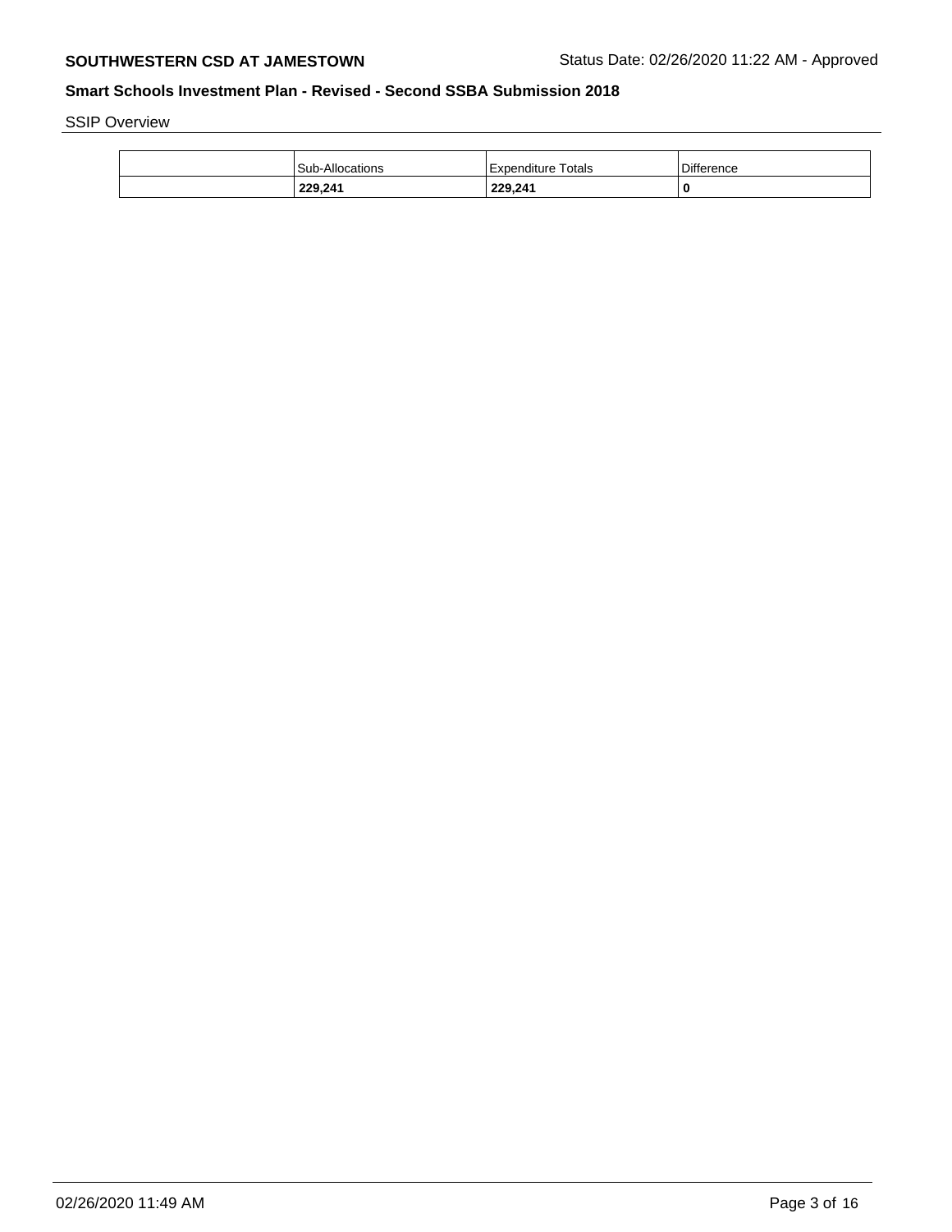SSIP Overview

| | Sub-Allocations | Expenditure Totals | Difference |
|---|---|---|---|
| | **229,241** | **229,241** | **0** |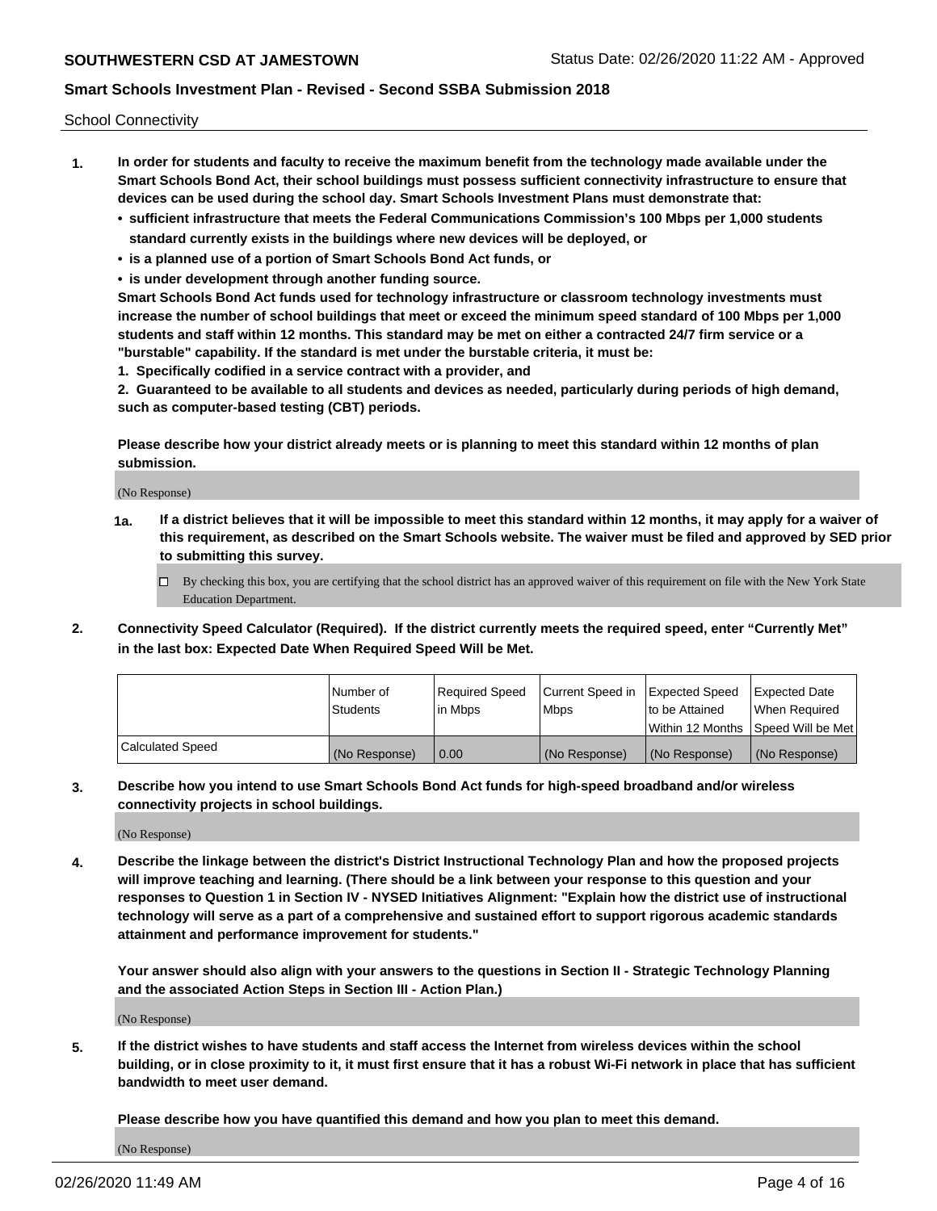School Connectivity

1. **In order for students and faculty to receive the maximum benefit from the technology made available under the Smart Schools Bond Act, their school buildings must possess sufficient connectivity infrastructure to ensure that devices can be used during the school day. Smart Schools Investment Plans must demonstrate that:**
   - **sufficient infrastructure that meets the Federal Communications Commission's 100 Mbps per 1,000 students standard currently exists in the buildings where new devices will be deployed, or**
   - **is a planned use of a portion of Smart Schools Bond Act funds, or**
   - **is under development through another funding source.**

   **Smart Schools Bond Act funds used for technology infrastructure or classroom technology investments must increase the number of school buildings that meet or exceed the minimum speed standard of 100 Mbps per 1,000 students and staff within 12 months. This standard may be met on either a contracted 24/7 firm service or a "burstable" capability. If the standard is met under the burstable criteria, it must be:**

   **1. Specifically codified in a service contract with a provider, and**

   **2. Guaranteed to be available to all students and devices as needed, particularly during periods of high demand, such as computer-based testing (CBT) periods.**

   **Please describe how your district already meets or is planning to meet this standard within 12 months of plan submission.**

   (No Response)

   **1a. If a district believes that it will be impossible to meet this standard within 12 months, it may apply for a waiver of this requirement, as described on the Smart Schools website. The waiver must be filed and approved by SED prior to submitting this survey.**

   ☐ By checking this box, you are certifying that the school district has an approved waiver of this requirement on file with the New York State Education Department.

2. **Connectivity Speed Calculator (Required). If the district currently meets the required speed, enter "Currently Met" in the last box: Expected Date When Required Speed Will be Met.**

| | Number of Students | Required Speed in Mbps | Current Speed in Mbps | Expected Speed to be Attained Within 12 Months | Expected Date When Required Speed Will be Met |
|---|---|---|---|---|---|
| Calculated Speed | (No Response) | 0.00 | (No Response) | (No Response) | (No Response) |

3. **Describe how you intend to use Smart Schools Bond Act funds for high-speed broadband and/or wireless connectivity projects in school buildings.**

   (No Response)

4. **Describe the linkage between the district's District Instructional Technology Plan and how the proposed projects will improve teaching and learning. (There should be a link between your response to this question and your responses to Question 1 in Section IV - NYSED Initiatives Alignment: "Explain how the district use of instructional technology will serve as a part of a comprehensive and sustained effort to support rigorous academic standards attainment and performance improvement for students."**

   **Your answer should also align with your answers to the questions in Section II - Strategic Technology Planning and the associated Action Steps in Section III - Action Plan.)**

   (No Response)

5. **If the district wishes to have students and staff access the Internet from wireless devices within the school building, or in close proximity to it, it must first ensure that it has a robust Wi-Fi network in place that has sufficient bandwidth to meet user demand.**

   **Please describe how you have quantified this demand and how you plan to meet this demand.**

   (No Response)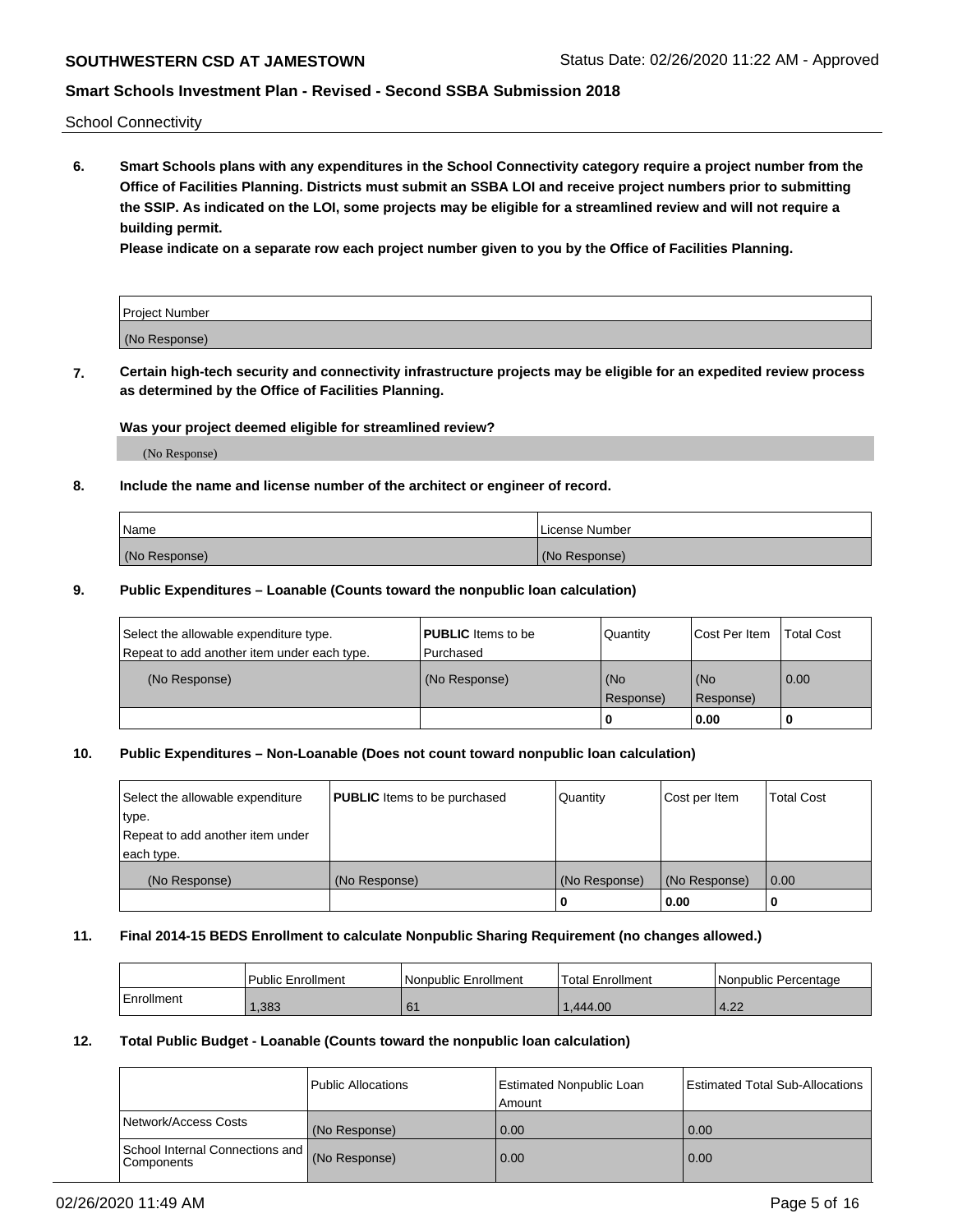School Connectivity

**6. Smart Schools plans with any expenditures in the School Connectivity category require a project number from the Office of Facilities Planning. Districts must submit an SSBA LOI and receive project numbers prior to submitting the SSIP. As indicated on the LOI, some projects may be eligible for a streamlined review and will not require a building permit.**

**Please indicate on a separate row each project number given to you by the Office of Facilities Planning.**

| Project Number |
| --- |
| (No Response) |

**7. Certain high-tech security and connectivity infrastructure projects may be eligible for an expedited review process as determined by the Office of Facilities Planning.**

**Was your project deemed eligible for streamlined review?**

(No Response)

**8. Include the name and license number of the architect or engineer of record.**

| Name | License Number |
| --- | --- |
| (No Response) | (No Response) |

**9. Public Expenditures – Loanable (Counts toward the nonpublic loan calculation)**

| Select the allowable expenditure type. Repeat to add another item under each type. | **PUBLIC** Items to be Purchased | Quantity | Cost Per Item | Total Cost |
| --- | --- | --- | --- | --- |
| (No Response) | (No Response) | (No Response) | (No Response) | 0.00 |
| | | 0 | 0.00 | 0 |

**10. Public Expenditures – Non-Loanable (Does not count toward nonpublic loan calculation)**

| Select the allowable expenditure type. Repeat to add another item under each type. | **PUBLIC** Items to be purchased | Quantity | Cost per Item | Total Cost |
| --- | --- | --- | --- | --- |
| (No Response) | (No Response) | (No Response) | (No Response) | 0.00 |
| | | 0 | 0.00 | 0 |

**11. Final 2014-15 BEDS Enrollment to calculate Nonpublic Sharing Requirement (no changes allowed.)**

| | Public Enrollment | Nonpublic Enrollment | Total Enrollment | Nonpublic Percentage |
| --- | --- | --- | --- | --- |
| Enrollment | 1,383 | 61 | 1,444.00 | 4.22 |

**12. Total Public Budget - Loanable (Counts toward the nonpublic loan calculation)**

| | Public Allocations | Estimated Nonpublic Loan Amount | Estimated Total Sub-Allocations |
| --- | --- | --- | --- |
| Network/Access Costs | (No Response) | 0.00 | 0.00 |
| School Internal Connections and Components | (No Response) | 0.00 | 0.00 |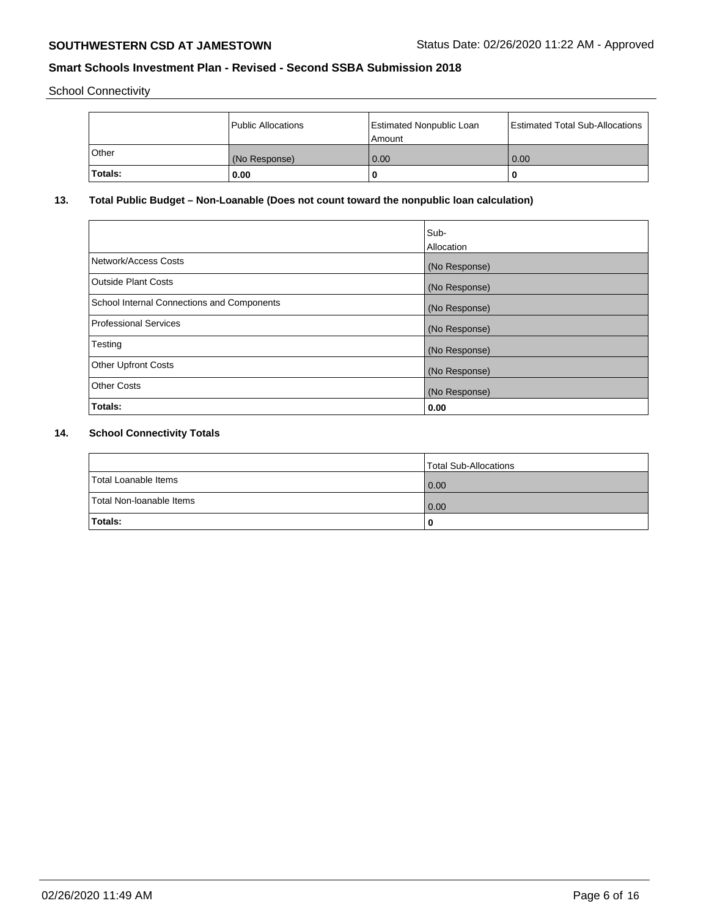School Connectivity

| | Public Allocations | Estimated Nonpublic Loan Amount | Estimated Total Sub-Allocations |
|---|---|---|---|
| Other | (No Response) | 0.00 | 0.00 |
| **Totals:** | **0.00** | **0** | **0** |

## 13. Total Public Budget – Non-Loanable (Does not count toward the nonpublic loan calculation)

| | Sub-Allocation |
|---|---|
| Network/Access Costs | (No Response) |
| Outside Plant Costs | (No Response) |
| School Internal Connections and Components | (No Response) |
| Professional Services | (No Response) |
| Testing | (No Response) |
| Other Upfront Costs | (No Response) |
| Other Costs | (No Response) |
| **Totals:** | **0.00** |

## 14. School Connectivity Totals

| | Total Sub-Allocations |
|---|---|
| Total Loanable Items | 0.00 |
| Total Non-loanable Items | 0.00 |
| **Totals:** | **0** |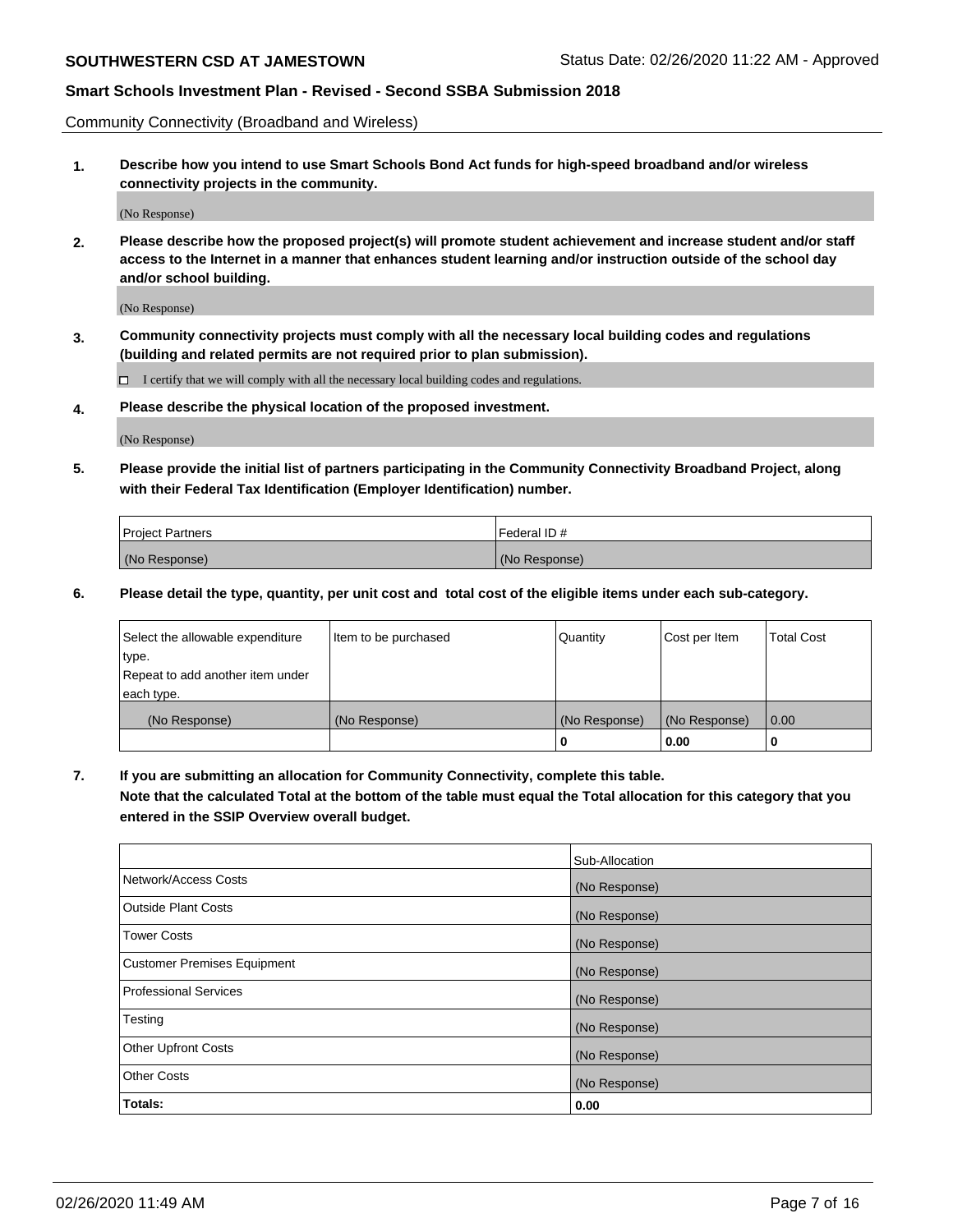Community Connectivity (Broadband and Wireless)

**1. Describe how you intend to use Smart Schools Bond Act funds for high-speed broadband and/or wireless connectivity projects in the community.**

(No Response)

**2. Please describe how the proposed project(s) will promote student achievement and increase student and/or staff access to the Internet in a manner that enhances student learning and/or instruction outside of the school day and/or school building.**

(No Response)

**3. Community connectivity projects must comply with all the necessary local building codes and regulations (building and related permits are not required prior to plan submission).**

☐ I certify that we will comply with all the necessary local building codes and regulations.

**4. Please describe the physical location of the proposed investment.**

(No Response)

**5. Please provide the initial list of partners participating in the Community Connectivity Broadband Project, along with their Federal Tax Identification (Employer Identification) number.**

| Project Partners | Federal ID # |
|---|---|
| (No Response) | (No Response) |

**6. Please detail the type, quantity, per unit cost and total cost of the eligible items under each sub-category.**

| Select the allowable expenditure type. Repeat to add another item under each type. | Item to be purchased | Quantity | Cost per Item | Total Cost |
|---|---|---|---|---|
| (No Response) | (No Response) | (No Response) | (No Response) | 0.00 |
| | | **0** | **0.00** | **0** |

**7. If you are submitting an allocation for Community Connectivity, complete this table. Note that the calculated Total at the bottom of the table must equal the Total allocation for this category that you entered in the SSIP Overview overall budget.**

| | Sub-Allocation |
|---|---|
| Network/Access Costs | (No Response) |
| Outside Plant Costs | (No Response) |
| Tower Costs | (No Response) |
| Customer Premises Equipment | (No Response) |
| Professional Services | (No Response) |
| Testing | (No Response) |
| Other Upfront Costs | (No Response) |
| Other Costs | (No Response) |
| **Totals:** | **0.00** |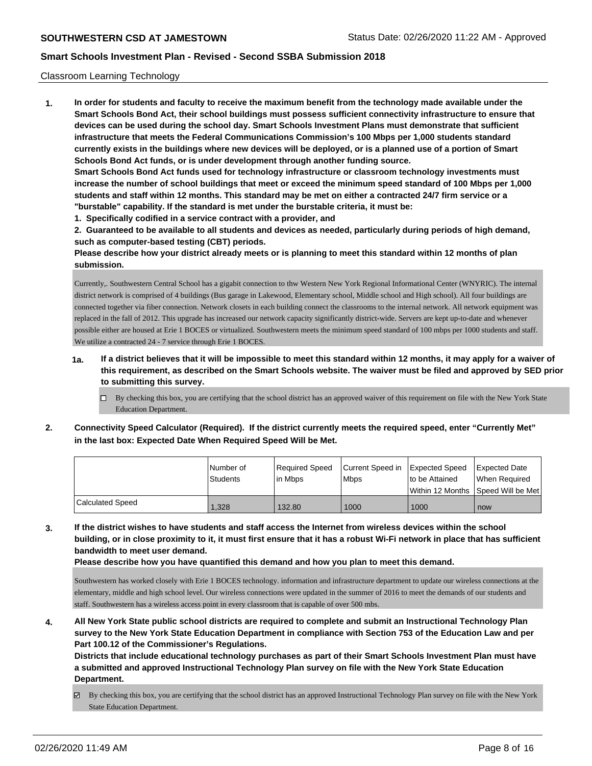## Classroom Learning Technology

**1. In order for students and faculty to receive the maximum benefit from the technology made available under the Smart Schools Bond Act, their school buildings must possess sufficient connectivity infrastructure to ensure that devices can be used during the school day. Smart Schools Investment Plans must demonstrate that sufficient infrastructure that meets the Federal Communications Commission's 100 Mbps per 1,000 students standard currently exists in the buildings where new devices will be deployed, or is a planned use of a portion of Smart Schools Bond Act funds, or is under development through another funding source.**

**Smart Schools Bond Act funds used for technology infrastructure or classroom technology investments must increase the number of school buildings that meet or exceed the minimum speed standard of 100 Mbps per 1,000 students and staff within 12 months. This standard may be met on either a contracted 24/7 firm service or a "burstable" capability. If the standard is met under the burstable criteria, it must be:**

**1. Specifically codified in a service contract with a provider, and**

**2. Guaranteed to be available to all students and devices as needed, particularly during periods of high demand, such as computer-based testing (CBT) periods.**

**Please describe how your district already meets or is planning to meet this standard within 12 months of plan submission.**

Currently,. Southwestern Central School has a gigabit connection to thw Western New York Regional Informational Center (WNYRIC). The internal district network is comprised of 4 buildings (Bus garage in Lakewood, Elementary school, Middle school and High school). All four buildings are connected together via fiber connection. Network closets in each building connect the classrooms to the internal network. All network equipment was replaced in the fall of 2012. This upgrade has increased our network capacity significantly district-wide. Servers are kept up-to-date and whenever possible either are housed at Erie 1 BOCES or virtualized. Southwestern meets the minimum speed standard of 100 mbps per 1000 students and staff. We utilize a contracted 24 - 7 service through Erie 1 BOCES.

**1a. If a district believes that it will be impossible to meet this standard within 12 months, it may apply for a waiver of this requirement, as described on the Smart Schools website. The waiver must be filed and approved by SED prior to submitting this survey.**

☐ By checking this box, you are certifying that the school district has an approved waiver of this requirement on file with the New York State Education Department.

**2. Connectivity Speed Calculator (Required). If the district currently meets the required speed, enter "Currently Met" in the last box: Expected Date When Required Speed Will be Met.**

| | Number of Students | Required Speed in Mbps | Current Speed in Mbps | Expected Speed to be Attained Within 12 Months | Expected Date When Required Speed Will be Met |
|---|---|---|---|---|---|
| Calculated Speed | 1,328 | 132.80 | 1000 | 1000 | now |

**3. If the district wishes to have students and staff access the Internet from wireless devices within the school building, or in close proximity to it, it must first ensure that it has a robust Wi-Fi network in place that has sufficient bandwidth to meet user demand.**

**Please describe how you have quantified this demand and how you plan to meet this demand.**

Southwestern has worked closely with Erie 1 BOCES technology. information and infrastructure department to update our wireless connections at the elementary, middle and high school level. Our wireless connections were updated in the summer of 2016 to meet the demands of our students and staff. Southwestern has a wireless access point in every classroom that is capable of over 500 mbs.

**4. All New York State public school districts are required to complete and submit an Instructional Technology Plan survey to the New York State Education Department in compliance with Section 753 of the Education Law and per Part 100.12 of the Commissioner's Regulations.**

**Districts that include educational technology purchases as part of their Smart Schools Investment Plan must have a submitted and approved Instructional Technology Plan survey on file with the New York State Education Department.**

☑ By checking this box, you are certifying that the school district has an approved Instructional Technology Plan survey on file with the New York State Education Department.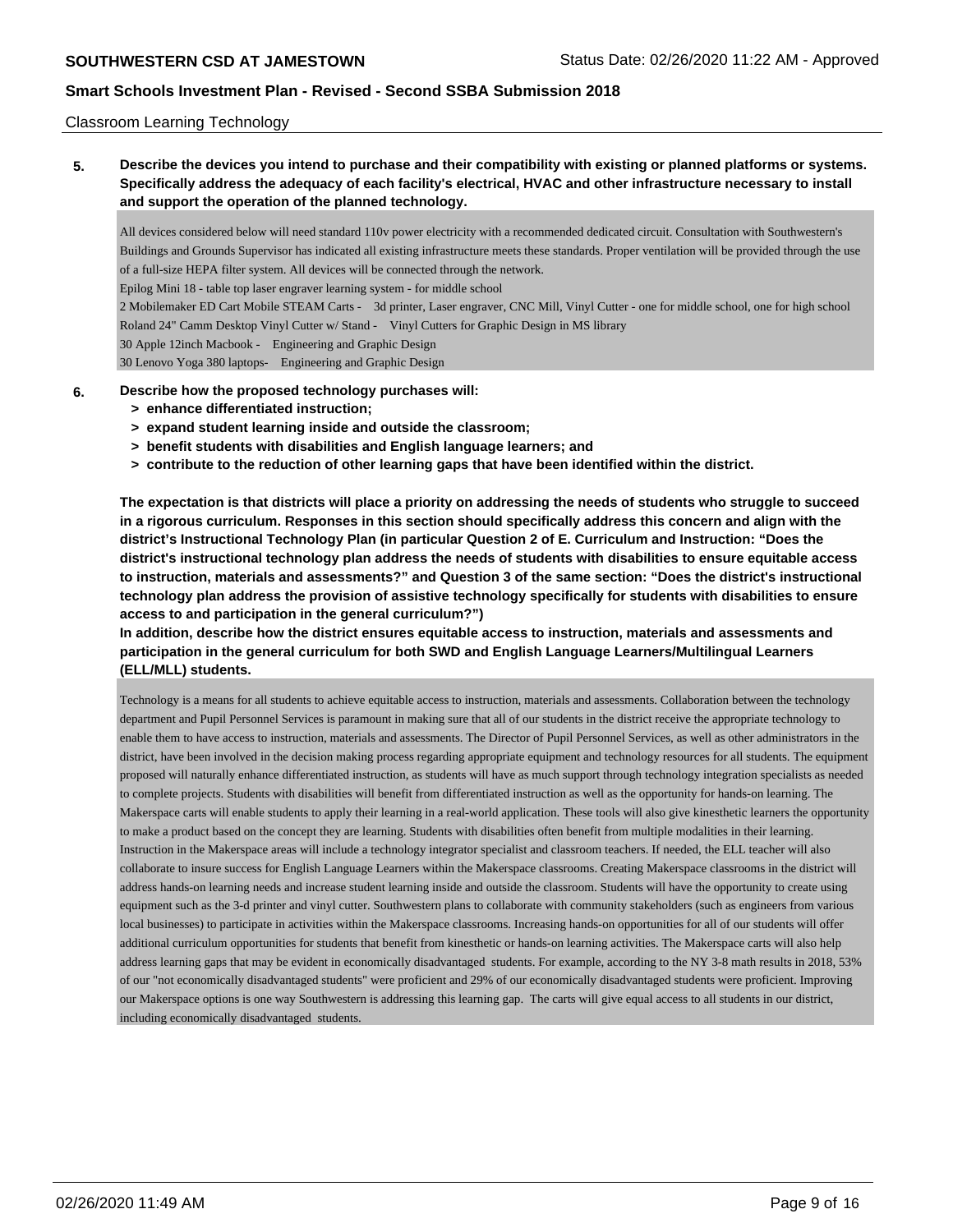Classroom Learning Technology

**5. Describe the devices you intend to purchase and their compatibility with existing or planned platforms or systems. Specifically address the adequacy of each facility's electrical, HVAC and other infrastructure necessary to install and support the operation of the planned technology.**

All devices considered below will need standard 110v power electricity with a recommended dedicated circuit. Consultation with Southwestern's Buildings and Grounds Supervisor has indicated all existing infrastructure meets these standards. Proper ventilation will be provided through the use of a full-size HEPA filter system. All devices will be connected through the network.
Epilog Mini 18 - table top laser engraver learning system - for middle school
2 Mobilemaker ED Cart Mobile STEAM Carts - 3d printer, Laser engraver, CNC Mill, Vinyl Cutter - one for middle school, one for high school
Roland 24" Camm Desktop Vinyl Cutter w/ Stand - Vinyl Cutters for Graphic Design in MS library
30 Apple 12inch Macbook - Engineering and Graphic Design
30 Lenovo Yoga 380 laptops- Engineering and Graphic Design

**6. Describe how the proposed technology purchases will:**
- **> enhance differentiated instruction;**
- **> expand student learning inside and outside the classroom;**
- **> benefit students with disabilities and English language learners; and**
- **> contribute to the reduction of other learning gaps that have been identified within the district.**

**The expectation is that districts will place a priority on addressing the needs of students who struggle to succeed in a rigorous curriculum. Responses in this section should specifically address this concern and align with the district's Instructional Technology Plan (in particular Question 2 of E. Curriculum and Instruction: "Does the district's instructional technology plan address the needs of students with disabilities to ensure equitable access to instruction, materials and assessments?" and Question 3 of the same section: "Does the district's instructional technology plan address the provision of assistive technology specifically for students with disabilities to ensure access to and participation in the general curriculum?")**

**In addition, describe how the district ensures equitable access to instruction, materials and assessments and participation in the general curriculum for both SWD and English Language Learners/Multilingual Learners (ELL/MLL) students.**

Technology is a means for all students to achieve equitable access to instruction, materials and assessments. Collaboration between the technology department and Pupil Personnel Services is paramount in making sure that all of our students in the district receive the appropriate technology to enable them to have access to instruction, materials and assessments. The Director of Pupil Personnel Services, as well as other administrators in the district, have been involved in the decision making process regarding appropriate equipment and technology resources for all students. The equipment proposed will naturally enhance differentiated instruction, as students will have as much support through technology integration specialists as needed to complete projects. Students with disabilities will benefit from differentiated instruction as well as the opportunity for hands-on learning. The Makerspace carts will enable students to apply their learning in a real-world application. These tools will also give kinesthetic learners the opportunity to make a product based on the concept they are learning. Students with disabilities often benefit from multiple modalities in their learning. Instruction in the Makerspace areas will include a technology integrator specialist and classroom teachers. If needed, the ELL teacher will also collaborate to insure success for English Language Learners within the Makerspace classrooms. Creating Makerspace classrooms in the district will address hands-on learning needs and increase student learning inside and outside the classroom. Students will have the opportunity to create using equipment such as the 3-d printer and vinyl cutter. Southwestern plans to collaborate with community stakeholders (such as engineers from various local businesses) to participate in activities within the Makerspace classrooms. Increasing hands-on opportunities for all of our students will offer additional curriculum opportunities for students that benefit from kinesthetic or hands-on learning activities. The Makerspace carts will also help address learning gaps that may be evident in economically disadvantaged students. For example, according to the NY 3-8 math results in 2018, 53% of our "not economically disadvantaged students" were proficient and 29% of our economically disadvantaged students were proficient. Improving our Makerspace options is one way Southwestern is addressing this learning gap. The carts will give equal access to all students in our district, including economically disadvantaged students.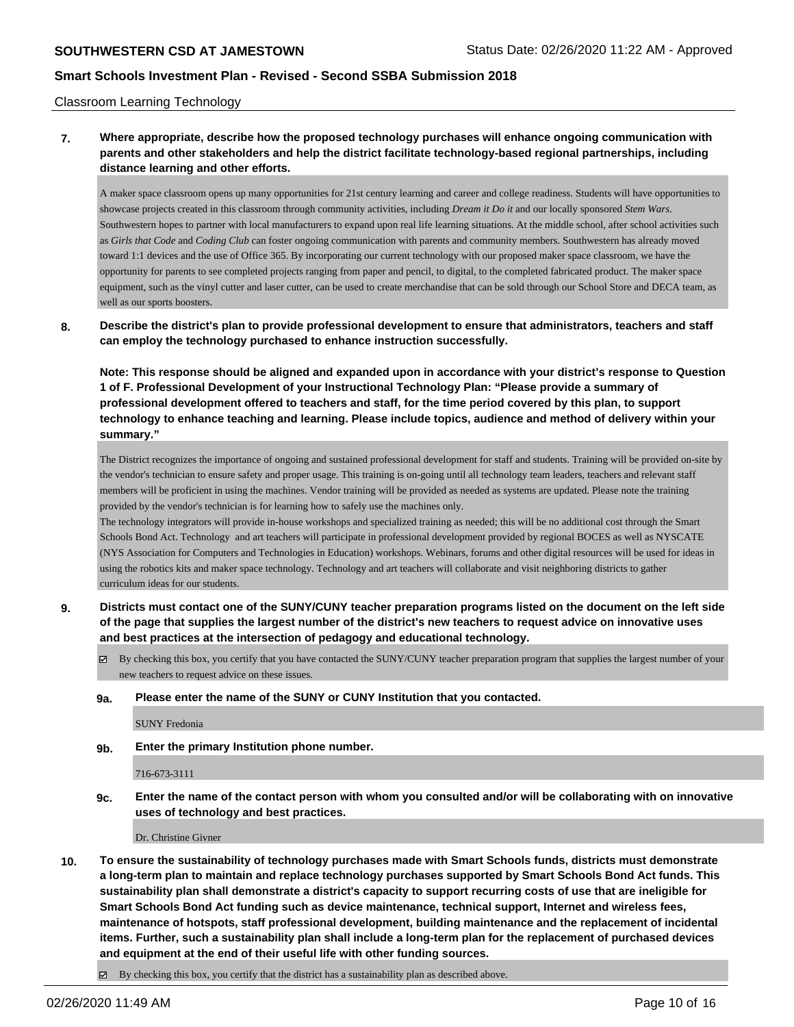Classroom Learning Technology

**7. Where appropriate, describe how the proposed technology purchases will enhance ongoing communication with parents and other stakeholders and help the district facilitate technology-based regional partnerships, including distance learning and other efforts.**

A maker space classroom opens up many opportunities for 21st century learning and career and college readiness. Students will have opportunities to showcase projects created in this classroom through community activities, including *Dream it Do it* and our locally sponsored *Stem Wars*. Southwestern hopes to partner with local manufacturers to expand upon real life learning situations. At the middle school, after school activities such as *Girls that Code* and *Coding Club* can foster ongoing communication with parents and community members. Southwestern has already moved toward 1:1 devices and the use of Office 365. By incorporating our current technology with our proposed maker space classroom, we have the opportunity for parents to see completed projects ranging from paper and pencil, to digital, to the completed fabricated product. The maker space equipment, such as the vinyl cutter and laser cutter, can be used to create merchandise that can be sold through our School Store and DECA team, as well as our sports boosters.

**8. Describe the district's plan to provide professional development to ensure that administrators, teachers and staff can employ the technology purchased to enhance instruction successfully.**

**Note: This response should be aligned and expanded upon in accordance with your district's response to Question 1 of F. Professional Development of your Instructional Technology Plan: "Please provide a summary of professional development offered to teachers and staff, for the time period covered by this plan, to support technology to enhance teaching and learning. Please include topics, audience and method of delivery within your summary."**

The District recognizes the importance of ongoing and sustained professional development for staff and students. Training will be provided on-site by the vendor's technician to ensure safety and proper usage. This training is on-going until all technology team leaders, teachers and relevant staff members will be proficient in using the machines. Vendor training will be provided as needed as systems are updated. Please note the training provided by the vendor's technician is for learning how to safely use the machines only.
The technology integrators will provide in-house workshops and specialized training as needed; this will be no additional cost through the Smart Schools Bond Act. Technology and art teachers will participate in professional development provided by regional BOCES as well as NYSCATE (NYS Association for Computers and Technologies in Education) workshops. Webinars, forums and other digital resources will be used for ideas in using the robotics kits and maker space technology. Technology and art teachers will collaborate and visit neighboring districts to gather curriculum ideas for our students.

**9. Districts must contact one of the SUNY/CUNY teacher preparation programs listed on the document on the left side of the page that supplies the largest number of the district's new teachers to request advice on innovative uses and best practices at the intersection of pedagogy and educational technology.**

☑ By checking this box, you certify that you have contacted the SUNY/CUNY teacher preparation program that supplies the largest number of your new teachers to request advice on these issues.

**9a. Please enter the name of the SUNY or CUNY Institution that you contacted.**

SUNY Fredonia

**9b. Enter the primary Institution phone number.**

716-673-3111

**9c. Enter the name of the contact person with whom you consulted and/or will be collaborating with on innovative uses of technology and best practices.**

Dr. Christine Givner

**10. To ensure the sustainability of technology purchases made with Smart Schools funds, districts must demonstrate a long-term plan to maintain and replace technology purchases supported by Smart Schools Bond Act funds. This sustainability plan shall demonstrate a district's capacity to support recurring costs of use that are ineligible for Smart Schools Bond Act funding such as device maintenance, technical support, Internet and wireless fees, maintenance of hotspots, staff professional development, building maintenance and the replacement of incidental items. Further, such a sustainability plan shall include a long-term plan for the replacement of purchased devices and equipment at the end of their useful life with other funding sources.**

☑ By checking this box, you certify that the district has a sustainability plan as described above.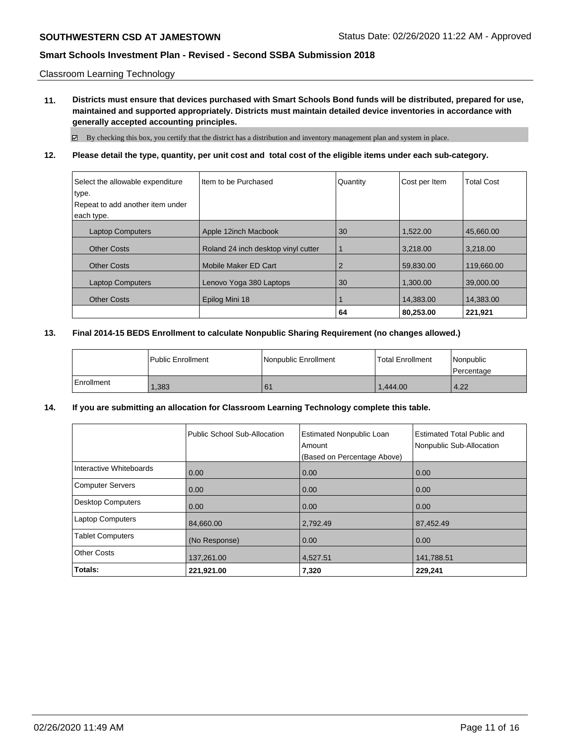Classroom Learning Technology

**11. Districts must ensure that devices purchased with Smart Schools Bond funds will be distributed, prepared for use, maintained and supported appropriately. Districts must maintain detailed device inventories in accordance with generally accepted accounting principles.**

☑ By checking this box, you certify that the district has a distribution and inventory management plan and system in place.

**12. Please detail the type, quantity, per unit cost and total cost of the eligible items under each sub-category.**

| Select the allowable expenditure type. Repeat to add another item under each type. | Item to be Purchased | Quantity | Cost per Item | Total Cost |
|---|---|---|---|---|
| Laptop Computers | Apple 12inch Macbook | 30 | 1,522.00 | 45,660.00 |
| Other Costs | Roland 24 inch desktop vinyl cutter | 1 | 3,218.00 | 3,218.00 |
| Other Costs | Mobile Maker ED Cart | 2 | 59,830.00 | 119,660.00 |
| Laptop Computers | Lenovo Yoga 380 Laptops | 30 | 1,300.00 | 39,000.00 |
| Other Costs | Epilog Mini 18 | 1 | 14,383.00 | 14,383.00 |
| | | **64** | **80,253.00** | **221,921** |

**13. Final 2014-15 BEDS Enrollment to calculate Nonpublic Sharing Requirement (no changes allowed.)**

| | Public Enrollment | Nonpublic Enrollment | Total Enrollment | Nonpublic Percentage |
|---|---|---|---|---|
| Enrollment | 1,383 | 61 | 1,444.00 | 4.22 |

**14. If you are submitting an allocation for Classroom Learning Technology complete this table.**

| | Public School Sub-Allocation | Estimated Nonpublic Loan Amount (Based on Percentage Above) | Estimated Total Public and Nonpublic Sub-Allocation |
|---|---|---|---|
| Interactive Whiteboards | 0.00 | 0.00 | 0.00 |
| Computer Servers | 0.00 | 0.00 | 0.00 |
| Desktop Computers | 0.00 | 0.00 | 0.00 |
| Laptop Computers | 84,660.00 | 2,792.49 | 87,452.49 |
| Tablet Computers | (No Response) | 0.00 | 0.00 |
| Other Costs | 137,261.00 | 4,527.51 | 141,788.51 |
| **Totals:** | **221,921.00** | **7,320** | **229,241** |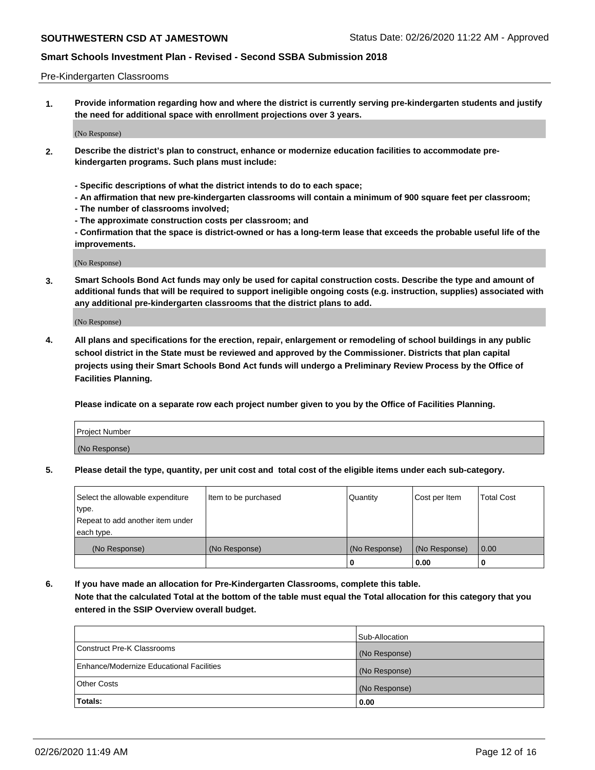Pre-Kindergarten Classrooms

**1. Provide information regarding how and where the district is currently serving pre-kindergarten students and justify the need for additional space with enrollment projections over 3 years.**

(No Response)

**2. Describe the district's plan to construct, enhance or modernize education facilities to accommodate pre-kindergarten programs. Such plans must include:**

**- Specific descriptions of what the district intends to do to each space;**
**- An affirmation that new pre-kindergarten classrooms will contain a minimum of 900 square feet per classroom;**
**- The number of classrooms involved;**
**- The approximate construction costs per classroom; and**
**- Confirmation that the space is district-owned or has a long-term lease that exceeds the probable useful life of the improvements.**

(No Response)

**3. Smart Schools Bond Act funds may only be used for capital construction costs. Describe the type and amount of additional funds that will be required to support ineligible ongoing costs (e.g. instruction, supplies) associated with any additional pre-kindergarten classrooms that the district plans to add.**

(No Response)

**4. All plans and specifications for the erection, repair, enlargement or remodeling of school buildings in any public school district in the State must be reviewed and approved by the Commissioner. Districts that plan capital projects using their Smart Schools Bond Act funds will undergo a Preliminary Review Process by the Office of Facilities Planning.**

**Please indicate on a separate row each project number given to you by the Office of Facilities Planning.**

| Project Number |
|---|
| (No Response) |

**5. Please detail the type, quantity, per unit cost and total cost of the eligible items under each sub-category.**

| Select the allowable expenditure type. Repeat to add another item under each type. | Item to be purchased | Quantity | Cost per Item | Total Cost |
|---|---|---|---|---|
| (No Response) | (No Response) | (No Response) | (No Response) | 0.00 |
| | | 0 | 0.00 | 0 |

**6. If you have made an allocation for Pre-Kindergarten Classrooms, complete this table. Note that the calculated Total at the bottom of the table must equal the Total allocation for this category that you entered in the SSIP Overview overall budget.**

| | Sub-Allocation |
|---|---|
| Construct Pre-K Classrooms | (No Response) |
| Enhance/Modernize Educational Facilities | (No Response) |
| Other Costs | (No Response) |
| **Totals:** | **0.00** |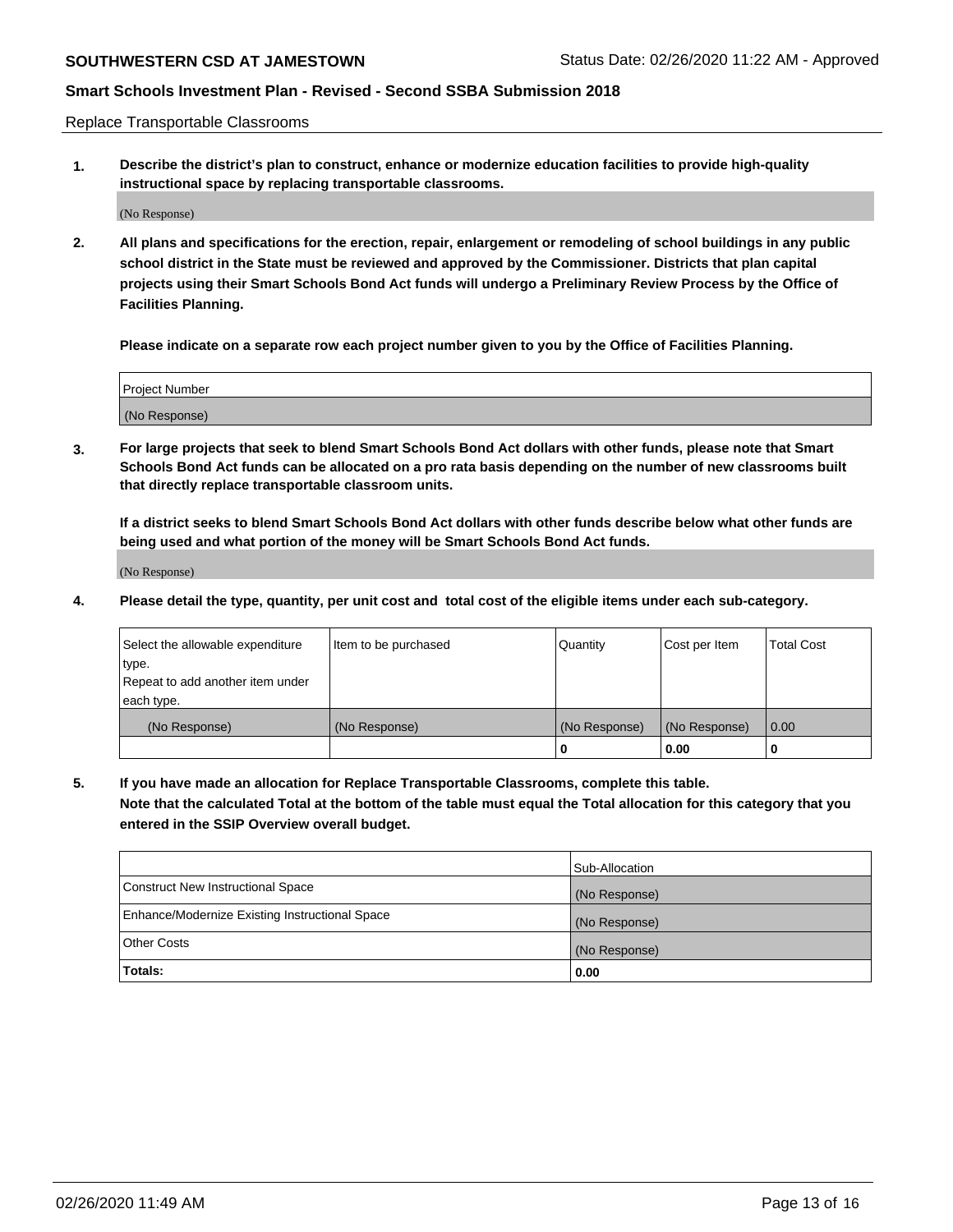Replace Transportable Classrooms

**1. Describe the district's plan to construct, enhance or modernize education facilities to provide high-quality instructional space by replacing transportable classrooms.**

(No Response)

**2. All plans and specifications for the erection, repair, enlargement or remodeling of school buildings in any public school district in the State must be reviewed and approved by the Commissioner. Districts that plan capital projects using their Smart Schools Bond Act funds will undergo a Preliminary Review Process by the Office of Facilities Planning.**

**Please indicate on a separate row each project number given to you by the Office of Facilities Planning.**

| Project Number |
| --- |
| (No Response) |

**3. For large projects that seek to blend Smart Schools Bond Act dollars with other funds, please note that Smart Schools Bond Act funds can be allocated on a pro rata basis depending on the number of new classrooms built that directly replace transportable classroom units.**

**If a district seeks to blend Smart Schools Bond Act dollars with other funds describe below what other funds are being used and what portion of the money will be Smart Schools Bond Act funds.**

(No Response)

**4. Please detail the type, quantity, per unit cost and total cost of the eligible items under each sub-category.**

| Select the allowable expenditure type. Repeat to add another item under each type. | Item to be purchased | Quantity | Cost per Item | Total Cost |
| --- | --- | --- | --- | --- |
| (No Response) | (No Response) | (No Response) | (No Response) | 0.00 |
| | | 0 | 0.00 | 0 |

**5. If you have made an allocation for Replace Transportable Classrooms, complete this table. Note that the calculated Total at the bottom of the table must equal the Total allocation for this category that you entered in the SSIP Overview overall budget.**

| | Sub-Allocation |
| --- | --- |
| Construct New Instructional Space | (No Response) |
| Enhance/Modernize Existing Instructional Space | (No Response) |
| Other Costs | (No Response) |
| **Totals:** | **0.00** |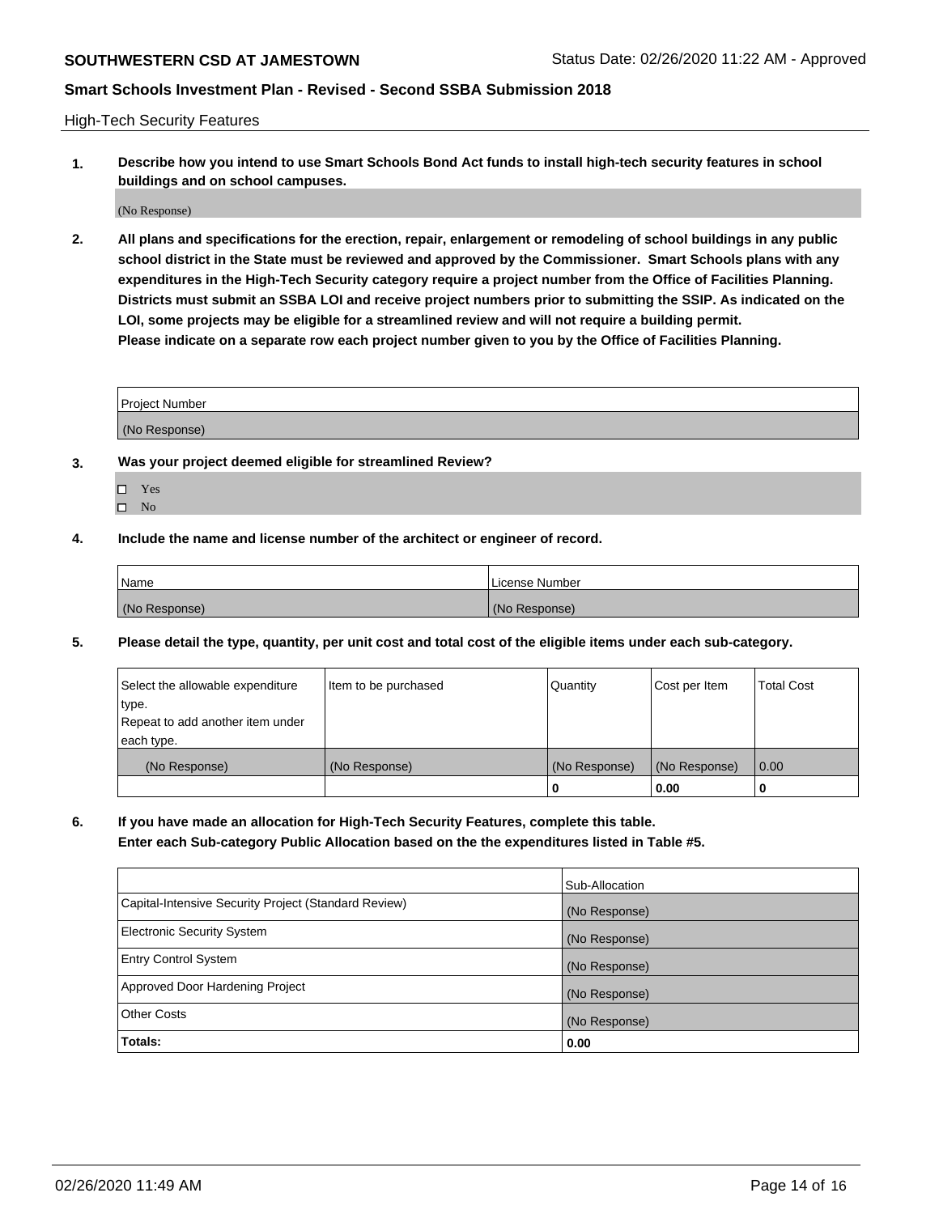High-Tech Security Features

**1. Describe how you intend to use Smart Schools Bond Act funds to install high-tech security features in school buildings and on school campuses.**

(No Response)

**2. All plans and specifications for the erection, repair, enlargement or remodeling of school buildings in any public school district in the State must be reviewed and approved by the Commissioner. Smart Schools plans with any expenditures in the High-Tech Security category require a project number from the Office of Facilities Planning. Districts must submit an SSBA LOI and receive project numbers prior to submitting the SSIP. As indicated on the LOI, some projects may be eligible for a streamlined review and will not require a building permit. Please indicate on a separate row each project number given to you by the Office of Facilities Planning.**

| Project Number |
|---|
| (No Response) |

**3. Was your project deemed eligible for streamlined Review?**

- ☐ Yes
- ☐ No

**4. Include the name and license number of the architect or engineer of record.**

| Name | License Number |
|---|---|
| (No Response) | (No Response) |

**5. Please detail the type, quantity, per unit cost and total cost of the eligible items under each sub-category.**

| Select the allowable expenditure type. Repeat to add another item under each type. | Item to be purchased | Quantity | Cost per Item | Total Cost |
|---|---|---|---|---|
| (No Response) | (No Response) | (No Response) | (No Response) | 0.00 |
| | | 0 | 0.00 | 0 |

**6. If you have made an allocation for High-Tech Security Features, complete this table. Enter each Sub-category Public Allocation based on the the expenditures listed in Table #5.**

| | Sub-Allocation |
|---|---|
| Capital-Intensive Security Project (Standard Review) | (No Response) |
| Electronic Security System | (No Response) |
| Entry Control System | (No Response) |
| Approved Door Hardening Project | (No Response) |
| Other Costs | (No Response) |
| **Totals:** | **0.00** |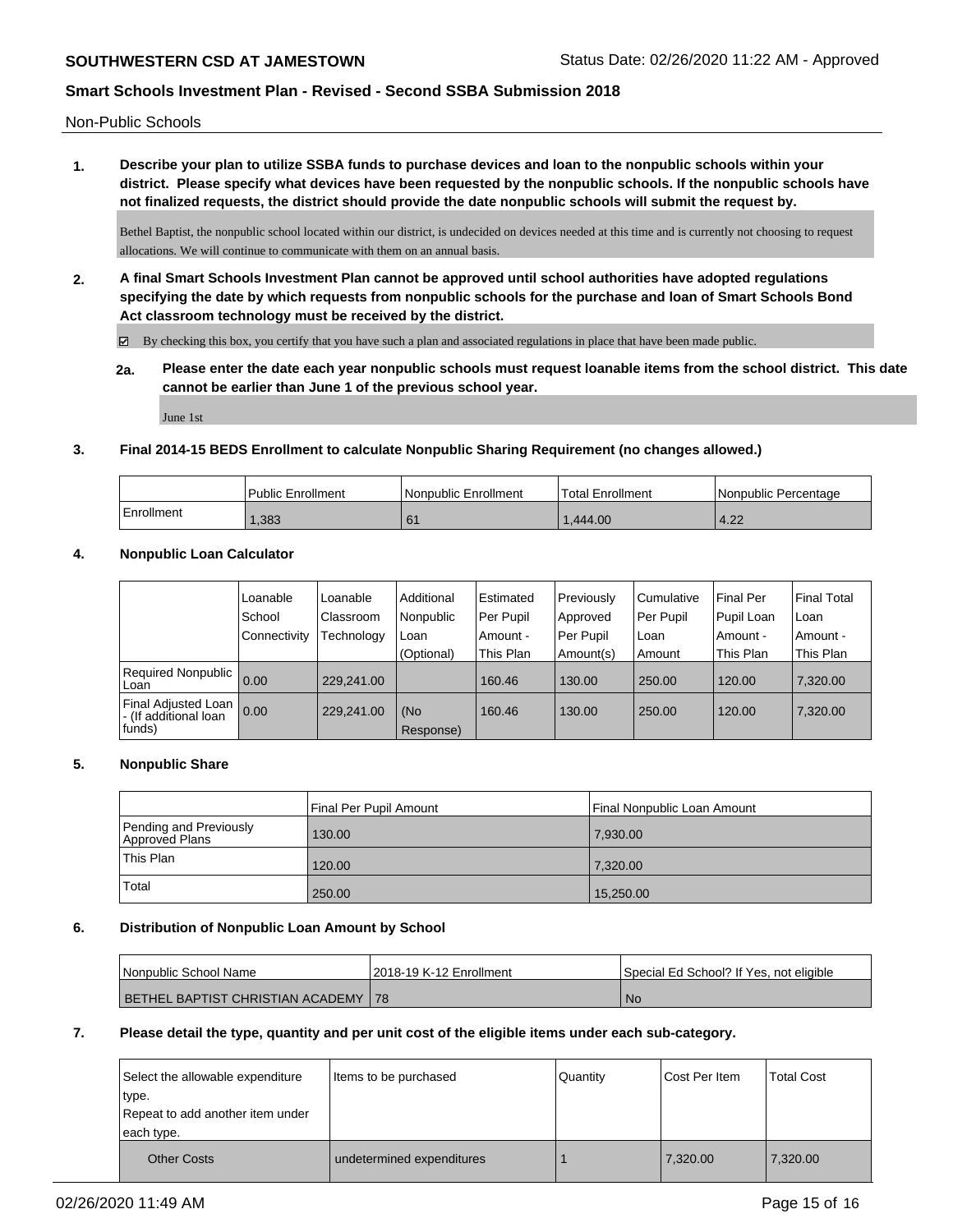## Non-Public Schools

**1. Describe your plan to utilize SSBA funds to purchase devices and loan to the nonpublic schools within your district. Please specify what devices have been requested by the nonpublic schools. If the nonpublic schools have not finalized requests, the district should provide the date nonpublic schools will submit the request by.**

Bethel Baptist, the nonpublic school located within our district, is undecided on devices needed at this time and is currently not choosing to request allocations. We will continue to communicate with them on an annual basis.

**2. A final Smart Schools Investment Plan cannot be approved until school authorities have adopted regulations specifying the date by which requests from nonpublic schools for the purchase and loan of Smart Schools Bond Act classroom technology must be received by the district.**

☑ By checking this box, you certify that you have such a plan and associated regulations in place that have been made public.

**2a. Please enter the date each year nonpublic schools must request loanable items from the school district. This date cannot be earlier than June 1 of the previous school year.**

June 1st

**3. Final 2014-15 BEDS Enrollment to calculate Nonpublic Sharing Requirement (no changes allowed.)**

| | Public Enrollment | Nonpublic Enrollment | Total Enrollment | Nonpublic Percentage |
|---|---|---|---|---|
| Enrollment | 1,383 | 61 | 1,444.00 | 4.22 |

**4. Nonpublic Loan Calculator**

| | Loanable School Connectivity | Loanable Classroom Technology | Additional Nonpublic Loan (Optional) | Estimated Per Pupil Amount - This Plan | Previously Approved Per Pupil Amount(s) | Cumulative Per Pupil Loan Amount | Final Per Pupil Loan Amount - This Plan | Final Total Loan Amount - This Plan |
|---|---|---|---|---|---|---|---|---|
| Required Nonpublic Loan | 0.00 | 229,241.00 | | 160.46 | 130.00 | 250.00 | 120.00 | 7,320.00 |
| Final Adjusted Loan - (If additional loan funds) | 0.00 | 229,241.00 | (No Response) | 160.46 | 130.00 | 250.00 | 120.00 | 7,320.00 |

**5. Nonpublic Share**

| | Final Per Pupil Amount | Final Nonpublic Loan Amount |
|---|---|---|
| Pending and Previously Approved Plans | 130.00 | 7,930.00 |
| This Plan | 120.00 | 7,320.00 |
| Total | 250.00 | 15,250.00 |

**6. Distribution of Nonpublic Loan Amount by School**

| Nonpublic School Name | 2018-19 K-12 Enrollment | Special Ed School? If Yes, not eligible |
|---|---|---|
| BETHEL BAPTIST CHRISTIAN ACADEMY | 78 | No |

**7. Please detail the type, quantity and per unit cost of the eligible items under each sub-category.**

| Select the allowable expenditure type. Repeat to add another item under each type. | Items to be purchased | Quantity | Cost Per Item | Total Cost |
|---|---|---|---|---|
| Other Costs | undetermined expenditures | 1 | 7,320.00 | 7,320.00 |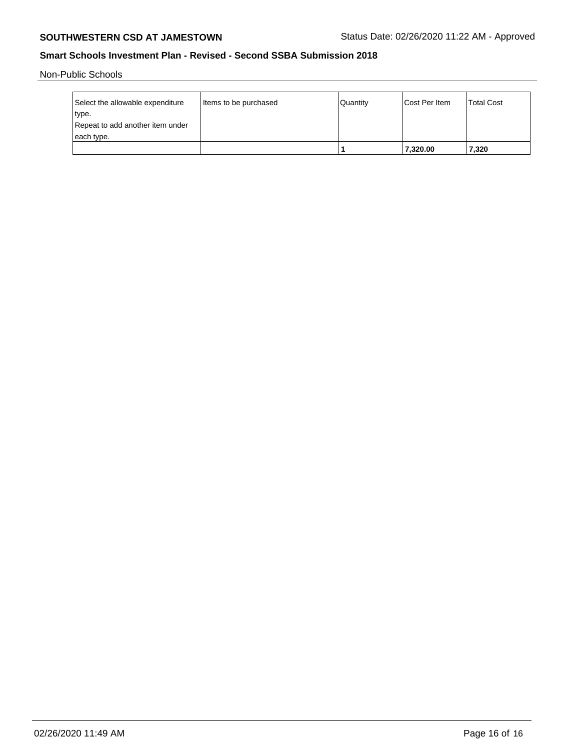Non-Public Schools

| Select the allowable expenditure type. Repeat to add another item under each type. | Items to be purchased | Quantity | Cost Per Item | Total Cost |
|---|---|---|---|---|
| | | **1** | **7,320.00** | **7,320** |